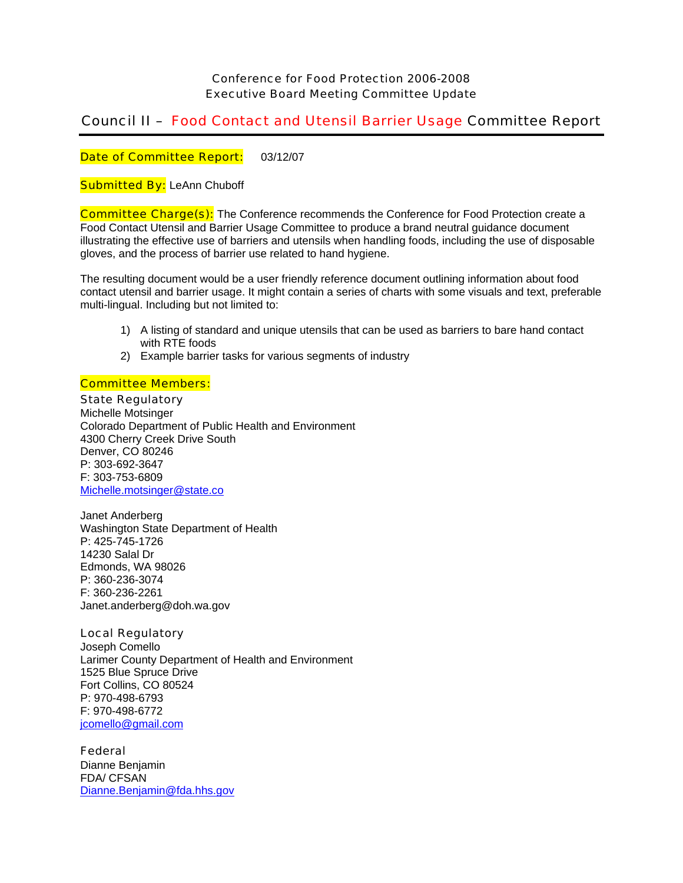Conference for Food Protection 2006-2008
Executive Board Meeting Committee Update

# Council II – Food Contact and Utensil Barrier Usage Committee Report

**Date of Committee Report:** 03/12/07

**Submitted By:** LeAnn Chuboff

**Committee Charge(s):** The Conference recommends the Conference for Food Protection create a Food Contact Utensil and Barrier Usage Committee to produce a brand neutral guidance document illustrating the effective use of barriers and utensils when handling foods, including the use of disposable gloves, and the process of barrier use related to hand hygiene.

The resulting document would be a user friendly reference document outlining information about food contact utensil and barrier usage. It might contain a series of charts with some visuals and text, preferable multi-lingual. Including but not limited to:

1) A listing of standard and unique utensils that can be used as barriers to bare hand contact with RTE foods
2) Example barrier tasks for various segments of industry

**Committee Members:**

### State Regulatory

Michelle Motsinger
Colorado Department of Public Health and Environment
4300 Cherry Creek Drive South
Denver, CO 80246
P: 303-692-3647
F: 303-753-6809
Michelle.motsinger@state.co

Janet Anderberg
Washington State Department of Health
P: 425-745-1726
14230 Salal Dr
Edmonds, WA 98026
P: 360-236-3074
F: 360-236-2261
Janet.anderberg@doh.wa.gov

### Local Regulatory

Joseph Comello
Larimer County Department of Health and Environment
1525 Blue Spruce Drive
Fort Collins, CO 80524
P: 970-498-6793
F: 970-498-6772
jcomello@gmail.com

### Federal

Dianne Benjamin
FDA/ CFSAN
Dianne.Benjamin@fda.hhs.gov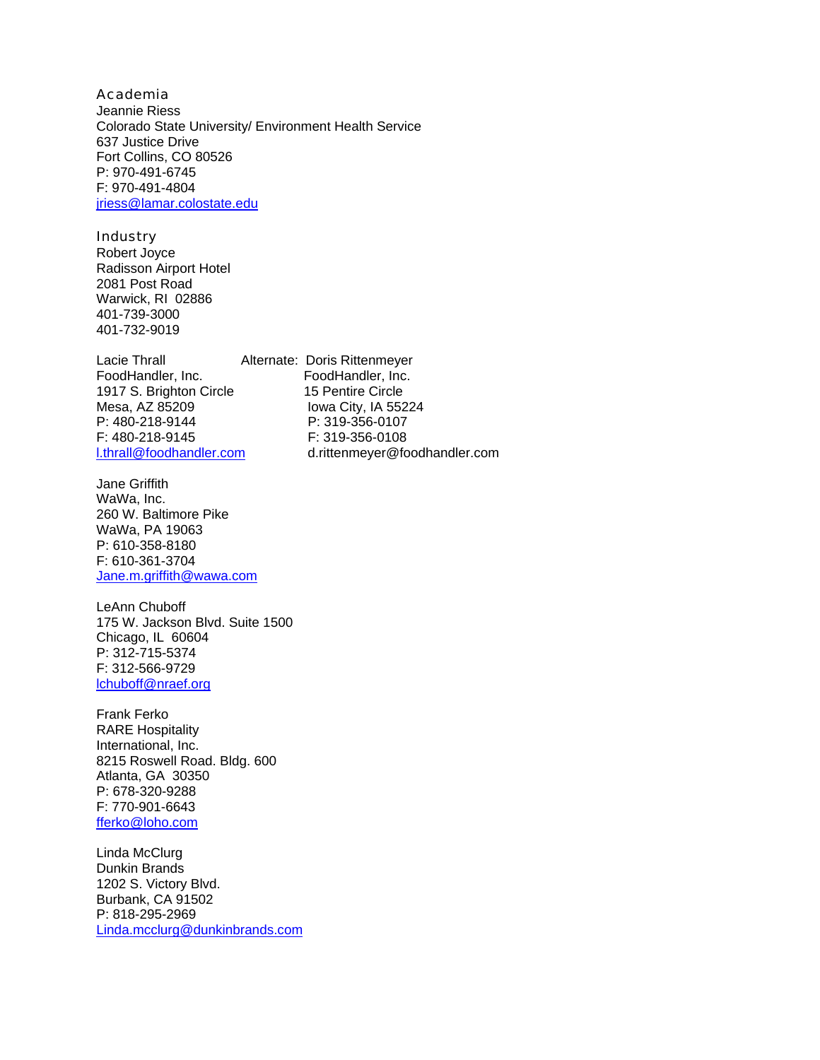## Academia

Jeannie Riess  
Colorado State University/ Environment Health Service  
637 Justice Drive  
Fort Collins, CO 80526  
P: 970-491-6745  
F: 970-491-4804  
jriess@lamar.colostate.edu

## Industry

Robert Joyce  
Radisson Airport Hotel  
2081 Post Road  
Warwick, RI 02886  
401-739-3000  
401-732-9019

Lacie Thrall  
FoodHandler, Inc.  
1917 S. Brighton Circle  
Mesa, AZ 85209  
P: 480-218-9144  
F: 480-218-9145  
l.thrall@foodhandler.com

Alternate: Doris Rittenmeyer  
FoodHandler, Inc.  
15 Pentire Circle  
Iowa City, IA 55224  
P: 319-356-0107  
F: 319-356-0108  
d.rittenmeyer@foodhandler.com

Jane Griffith  
WaWa, Inc.  
260 W. Baltimore Pike  
WaWa, PA 19063  
P: 610-358-8180  
F: 610-361-3704  
Jane.m.griffith@wawa.com

LeAnn Chuboff  
175 W. Jackson Blvd. Suite 1500  
Chicago, IL 60604  
P: 312-715-5374  
F: 312-566-9729  
lchuboff@nraef.org

Frank Ferko  
RARE Hospitality  
International, Inc.  
8215 Roswell Road. Bldg. 600  
Atlanta, GA 30350  
P: 678-320-9288  
F: 770-901-6643  
fferko@loho.com

Linda McClurg  
Dunkin Brands  
1202 S. Victory Blvd.  
Burbank, CA 91502  
P: 818-295-2969  
Linda.mcclurg@dunkinbrands.com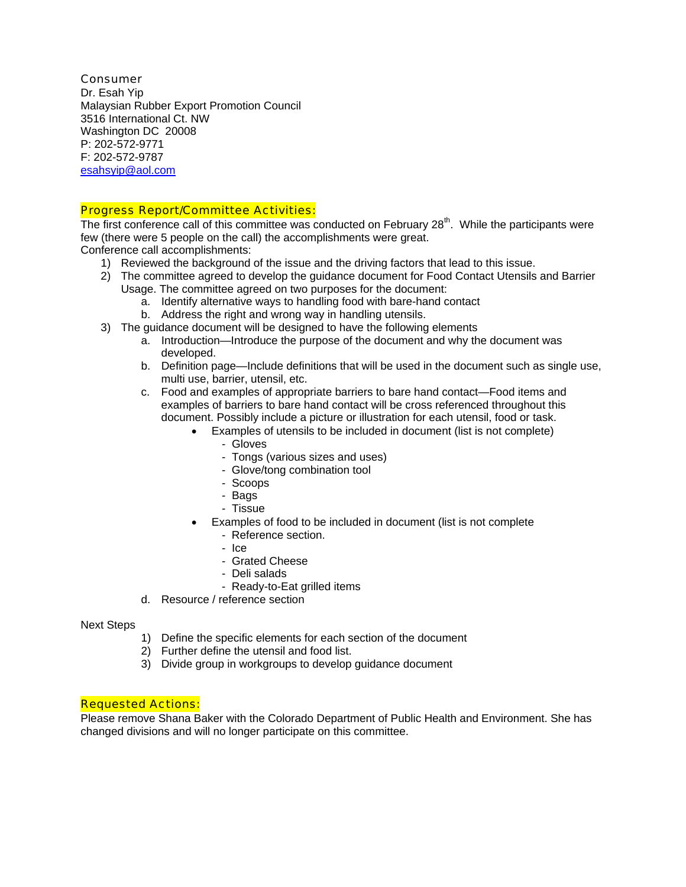Consumer
Dr. Esah Yip
Malaysian Rubber Export Promotion Council
3516 International Ct. NW
Washington DC 20008
P: 202-572-9771
F: 202-572-9787
esahsyip@aol.com

## Progress Report/Committee Activities:

The first conference call of this committee was conducted on February 28th. While the participants were few (there were 5 people on the call) the accomplishments were great.
Conference call accomplishments:

1) Reviewed the background of the issue and the driving factors that lead to this issue.
2) The committee agreed to develop the guidance document for Food Contact Utensils and Barrier Usage. The committee agreed on two purposes for the document:
    a. Identify alternative ways to handling food with bare-hand contact
    b. Address the right and wrong way in handling utensils.
3) The guidance document will be designed to have the following elements
    a. Introduction—Introduce the purpose of the document and why the document was developed.
    b. Definition page—Include definitions that will be used in the document such as single use, multi use, barrier, utensil, etc.
    c. Food and examples of appropriate barriers to bare hand contact—Food items and examples of barriers to bare hand contact will be cross referenced throughout this document. Possibly include a picture or illustration for each utensil, food or task.
        - Examples of utensils to be included in document (list is not complete)
            - Gloves
            - Tongs (various sizes and uses)
            - Glove/tong combination tool
            - Scoops
            - Bags
            - Tissue
        - Examples of food to be included in document (list is not complete
            - Reference section.
            - Ice
            - Grated Cheese
            - Deli salads
            - Ready-to-Eat grilled items
    d. Resource / reference section

Next Steps

1) Define the specific elements for each section of the document
2) Further define the utensil and food list.
3) Divide group in workgroups to develop guidance document

## Requested Actions:

Please remove Shana Baker with the Colorado Department of Public Health and Environment. She has changed divisions and will no longer participate on this committee.